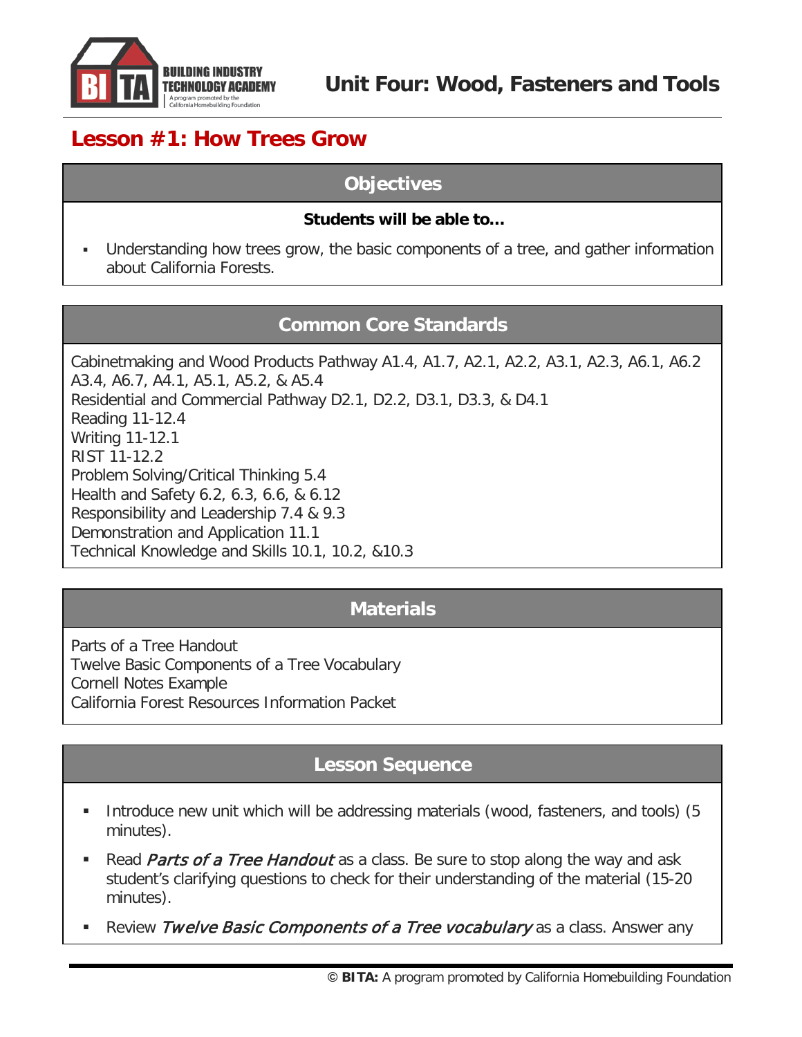# Unit Four: Wood, Fasteners and Tools

## Lesson #1: How Trees Grow

### Objectives

**Students will be able to…**

- Understanding how trees grow, the basic components of a tree, and gather information about California Forests.

### Common Core Standards

Cabinetmaking and Wood Products Pathway A1.4, A1.7, A2.1, A2.2, A3.1, A2.3, A6.1, A6.2 A3.4, A6.7, A4.1, A5.1, A5.2, & A5.4
Residential and Commercial Pathway D2.1, D2.2, D3.1, D3.3, & D4.1
Reading 11-12.4
Writing 11-12.1
RIST 11-12.2
Problem Solving/Critical Thinking 5.4
Health and Safety 6.2, 6.3, 6.6, & 6.12
Responsibility and Leadership 7.4 & 9.3
Demonstration and Application 11.1
Technical Knowledge and Skills 10.1, 10.2, &10.3

### Materials

Parts of a Tree Handout
Twelve Basic Components of a Tree Vocabulary
Cornell Notes Example
California Forest Resources Information Packet

### Lesson Sequence

- Introduce new unit which will be addressing materials (wood, fasteners, and tools) (5 minutes).
- Read *Parts of a Tree Handout* as a class. Be sure to stop along the way and ask student's clarifying questions to check for their understanding of the material (15-20 minutes).
- Review *Twelve Basic Components of a Tree vocabulary* as a class. Answer any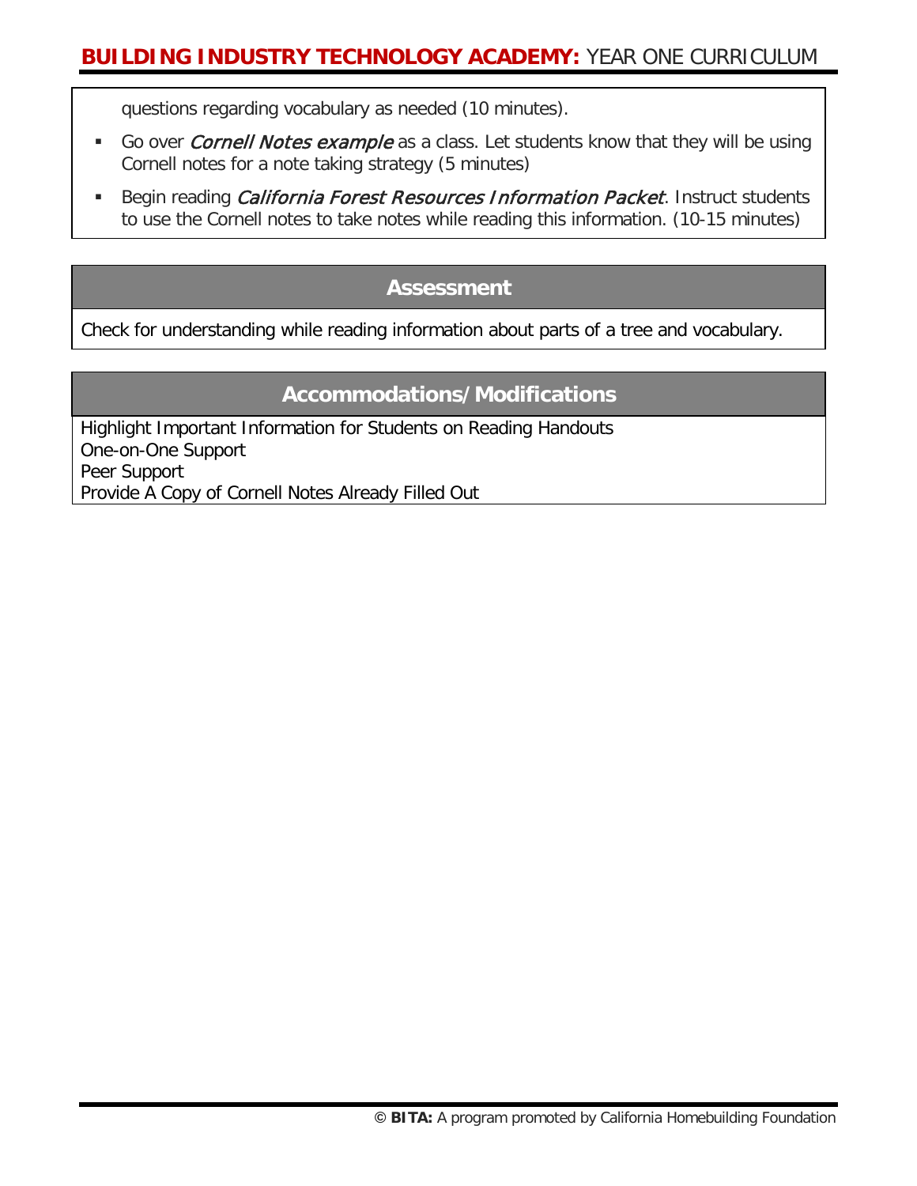questions regarding vocabulary as needed (10 minutes).

- Go over *Cornell Notes example* as a class. Let students know that they will be using Cornell notes for a note taking strategy (5 minutes)
- Begin reading *California Forest Resources Information Packet*. Instruct students to use the Cornell notes to take notes while reading this information. (10-15 minutes)

## Assessment

Check for understanding while reading information about parts of a tree and vocabulary.

## Accommodations/Modifications

Highlight Important Information for Students on Reading Handouts
One-on-One Support
Peer Support
Provide A Copy of Cornell Notes Already Filled Out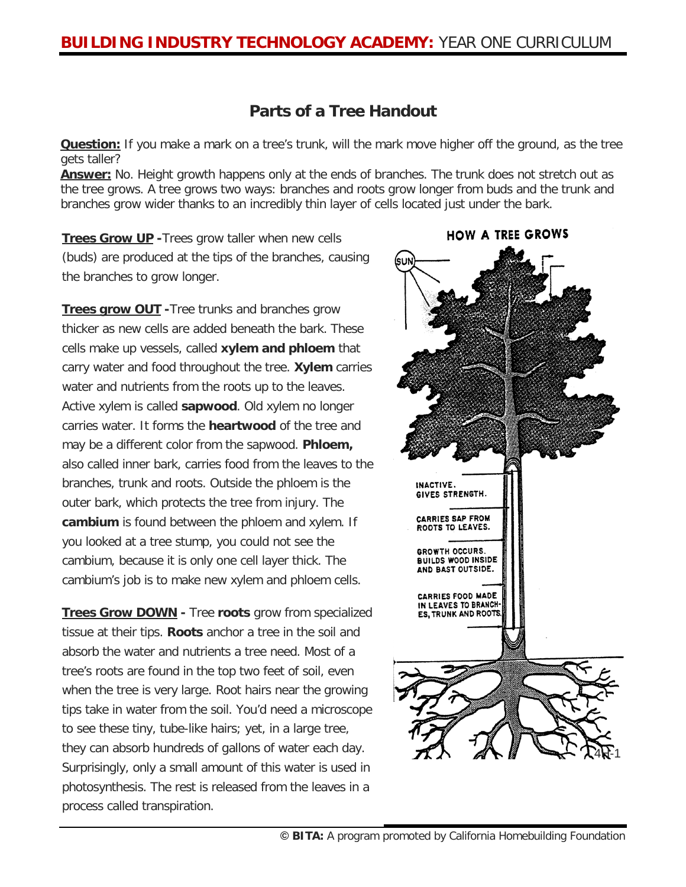# Parts of a Tree Handout

**Question:** If you make a mark on a tree's trunk, will the mark move higher off the ground, as the tree gets taller?
**Answer:** No. Height growth happens only at the ends of branches. The trunk does not stretch out as the tree grows. A tree grows two ways: branches and roots grow longer from buds and the trunk and branches grow wider thanks to an incredibly thin layer of cells located just under the bark.

**Trees Grow UP** - Trees grow taller when new cells (buds) are produced at the tips of the branches, causing the branches to grow longer.

**Trees grow OUT** - Tree trunks and branches grow thicker as new cells are added beneath the bark. These cells make up vessels, called **xylem and phloem** that carry water and food throughout the tree. **Xylem** carries water and nutrients from the roots up to the leaves. Active xylem is called **sapwood**. Old xylem no longer carries water. It forms the **heartwood** of the tree and may be a different color from the sapwood. **Phloem,** also called inner bark, carries food from the leaves to the branches, trunk and roots. Outside the phloem is the outer bark, which protects the tree from injury. The **cambium** is found between the phloem and xylem. If you looked at a tree stump, you could not see the cambium, because it is only one cell layer thick. The cambium's job is to make new xylem and phloem cells.

**Trees Grow DOWN** - Tree **roots** grow from specialized tissue at their tips. **Roots** anchor a tree in the soil and absorb the water and nutrients a tree need. Most of a tree's roots are found in the top two feet of soil, even when the tree is very large. Root hairs near the growing tips take in water from the soil. You'd need a microscope to see these tiny, tube-like hairs; yet, in a large tree, they can absorb hundreds of gallons of water each day. Surprisingly, only a small amount of this water is used in photosynthesis. The rest is released from the leaves in a process called transpiration.

HOW A TREE GROWS

SUN

INACTIVE. GIVES STRENGTH.

CARRIES SAP FROM ROOTS TO LEAVES.

GROWTH OCCURS. BUILDS WOOD INSIDE AND BAST OUTSIDE.

CARRIES FOOD MADE IN LEAVES TO BRANCHES, TRUNK AND ROOTS.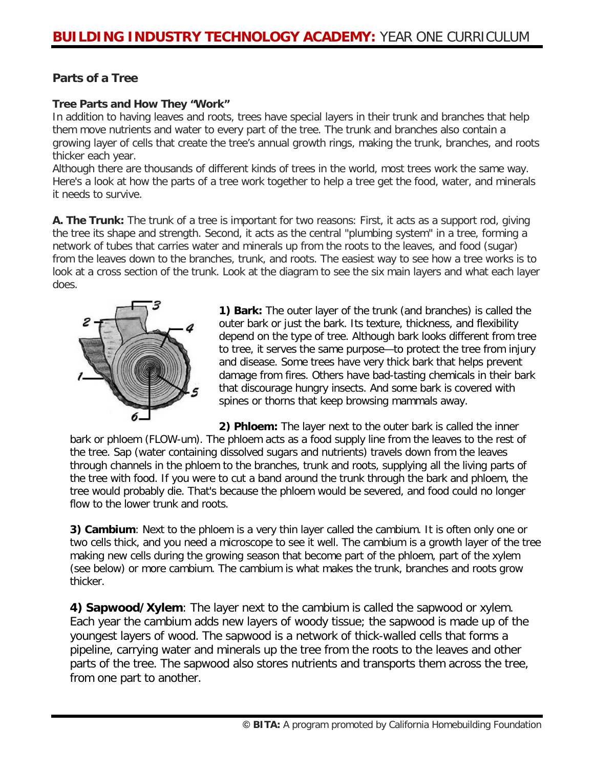## Parts of a Tree

### Tree Parts and How They "Work"

In addition to having leaves and roots, trees have special layers in their trunk and branches that help them move nutrients and water to every part of the tree. The trunk and branches also contain a growing layer of cells that create the tree's annual growth rings, making the trunk, branches, and roots thicker each year.

Although there are thousands of different kinds of trees in the world, most trees work the same way. Here's a look at how the parts of a tree work together to help a tree get the food, water, and minerals it needs to survive.

**A. The Trunk:** The trunk of a tree is important for two reasons: First, it acts as a support rod, giving the tree its shape and strength. Second, it acts as the central "plumbing system" in a tree, forming a network of tubes that carries water and minerals up from the roots to the leaves, and food (sugar) from the leaves down to the branches, trunk, and roots. The easiest way to see how a tree works is to look at a cross section of the trunk. Look at the diagram to see the six main layers and what each layer does.

**1) Bark:** The outer layer of the trunk (and branches) is called the outer bark or just the bark. Its texture, thickness, and flexibility depend on the type of tree. Although bark looks different from tree to tree, it serves the same purpose—to protect the tree from injury and disease. Some trees have very thick bark that helps prevent damage from fires. Others have bad-tasting chemicals in their bark that discourage hungry insects. And some bark is covered with spines or thorns that keep browsing mammals away.

**2) Phloem:** The layer next to the outer bark is called the inner bark or phloem (FLOW-um). The phloem acts as a food supply line from the leaves to the rest of the tree. Sap (water containing dissolved sugars and nutrients) travels down from the leaves through channels in the phloem to the branches, trunk and roots, supplying all the living parts of the tree with food. If you were to cut a band around the trunk through the bark and phloem, the tree would probably die. That's because the phloem would be severed, and food could no longer flow to the lower trunk and roots.

**3) Cambium**: Next to the phloem is a very thin layer called the cambium. It is often only one or two cells thick, and you need a microscope to see it well. The cambium is a growth layer of the tree making new cells during the growing season that become part of the phloem, part of the xylem (see below) or more cambium. The cambium is what makes the trunk, branches and roots grow thicker.

**4) Sapwood/Xylem**: The layer next to the cambium is called the sapwood or xylem. Each year the cambium adds new layers of woody tissue; the sapwood is made up of the youngest layers of wood. The sapwood is a network of thick-walled cells that forms a pipeline, carrying water and minerals up the tree from the roots to the leaves and other parts of the tree. The sapwood also stores nutrients and transports them across the tree, from one part to another.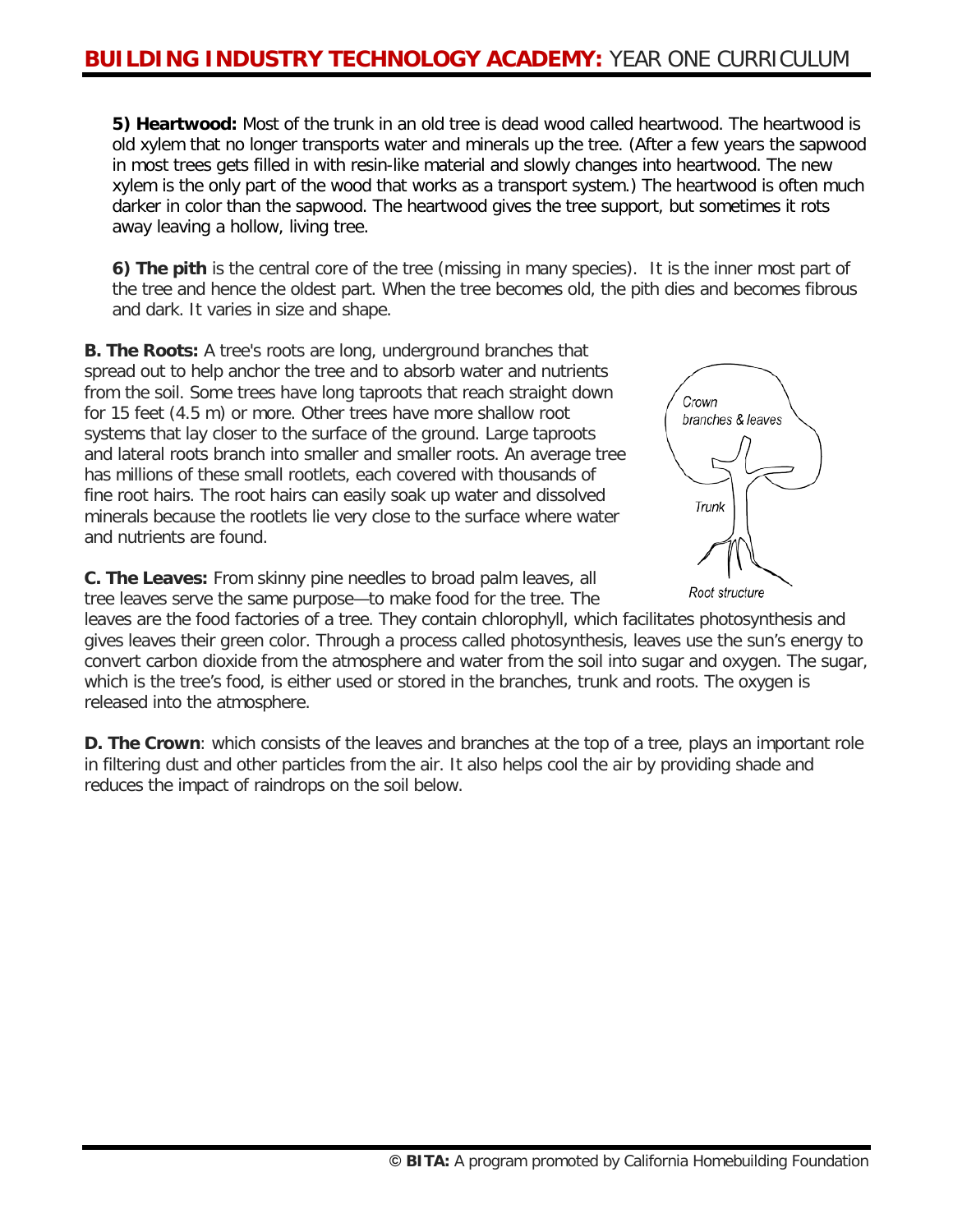**5) Heartwood:** Most of the trunk in an old tree is dead wood called heartwood. The heartwood is old xylem that no longer transports water and minerals up the tree. (After a few years the sapwood in most trees gets filled in with resin-like material and slowly changes into heartwood. The new xylem is the only part of the wood that works as a transport system.) The heartwood is often much darker in color than the sapwood. The heartwood gives the tree support, but sometimes it rots away leaving a hollow, living tree.

**6) The pith** is the central core of the tree (missing in many species). It is the inner most part of the tree and hence the oldest part. When the tree becomes old, the pith dies and becomes fibrous and dark. It varies in size and shape.

**B. The Roots:** A tree's roots are long, underground branches that spread out to help anchor the tree and to absorb water and nutrients from the soil. Some trees have long taproots that reach straight down for 15 feet (4.5 m) or more. Other trees have more shallow root systems that lay closer to the surface of the ground. Large taproots and lateral roots branch into smaller and smaller roots. An average tree has millions of these small rootlets, each covered with thousands of fine root hairs. The root hairs can easily soak up water and dissolved minerals because the rootlets lie very close to the surface where water and nutrients are found.

Crown branches & leaves

Trunk

Root structure

**C. The Leaves:** From skinny pine needles to broad palm leaves, all tree leaves serve the same purpose—to make food for the tree. The leaves are the food factories of a tree. They contain chlorophyll, which facilitates photosynthesis and gives leaves their green color. Through a process called photosynthesis, leaves use the sun's energy to convert carbon dioxide from the atmosphere and water from the soil into sugar and oxygen. The sugar, which is the tree's food, is either used or stored in the branches, trunk and roots. The oxygen is released into the atmosphere.

**D. The Crown**: which consists of the leaves and branches at the top of a tree, plays an important role in filtering dust and other particles from the air. It also helps cool the air by providing shade and reduces the impact of raindrops on the soil below.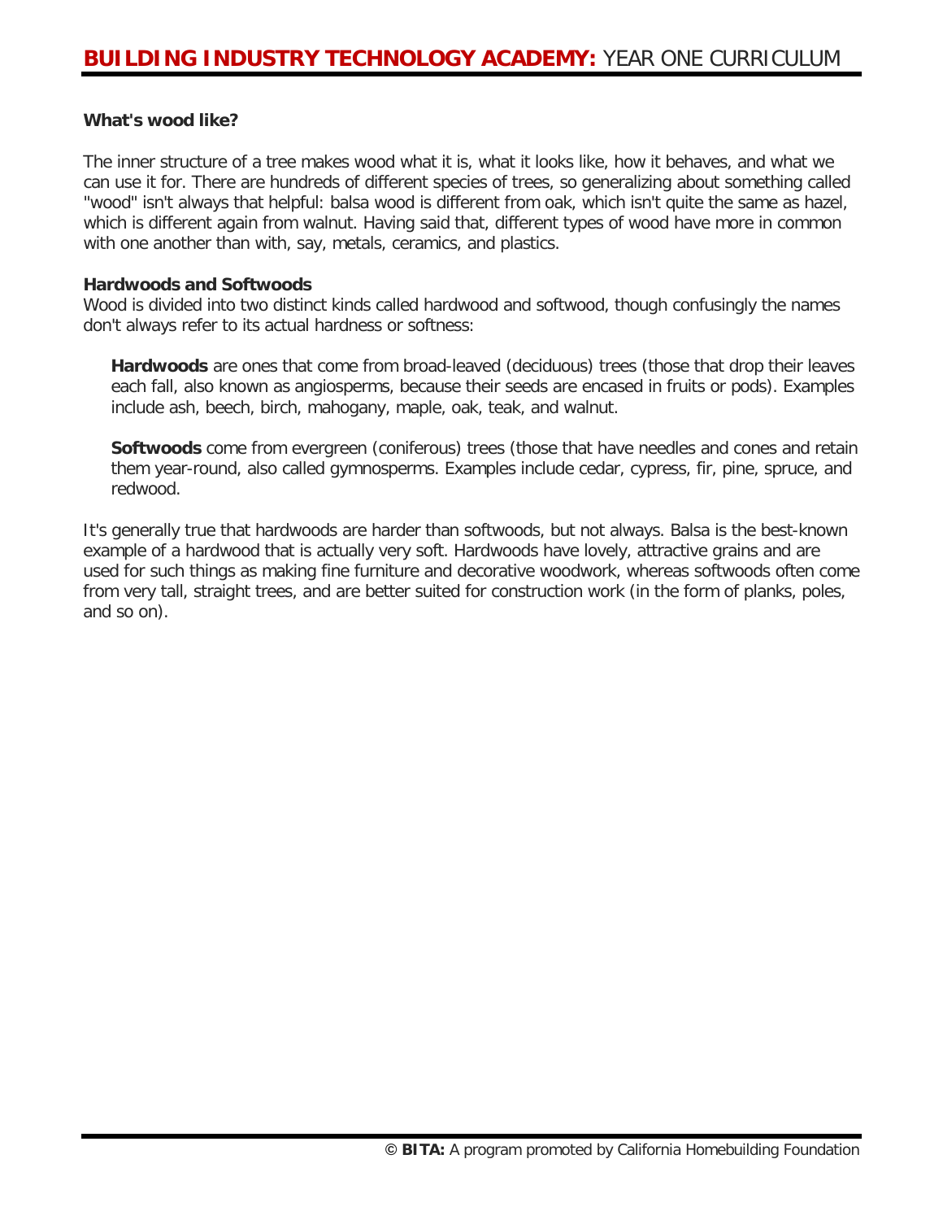**What's wood like?**

The inner structure of a tree makes wood what it is, what it looks like, how it behaves, and what we can use it for. There are hundreds of different species of trees, so generalizing about something called "wood" isn't always that helpful: balsa wood is different from oak, which isn't quite the same as hazel, which is different again from walnut. Having said that, different types of wood have more in common with one another than with, say, metals, ceramics, and plastics.

**Hardwoods and Softwoods**

Wood is divided into two distinct kinds called hardwood and softwood, though confusingly the names don't always refer to its actual hardness or softness:

> **Hardwoods** are ones that come from broad-leaved (deciduous) trees (those that drop their leaves each fall, also known as angiosperms, because their seeds are encased in fruits or pods). Examples include ash, beech, birch, mahogany, maple, oak, teak, and walnut.
>
> **Softwoods** come from evergreen (coniferous) trees (those that have needles and cones and retain them year-round, also called gymnosperms. Examples include cedar, cypress, fir, pine, spruce, and redwood.

It's generally true that hardwoods are harder than softwoods, but not always. Balsa is the best-known example of a hardwood that is actually very soft. Hardwoods have lovely, attractive grains and are used for such things as making fine furniture and decorative woodwork, whereas softwoods often come from very tall, straight trees, and are better suited for construction work (in the form of planks, poles, and so on).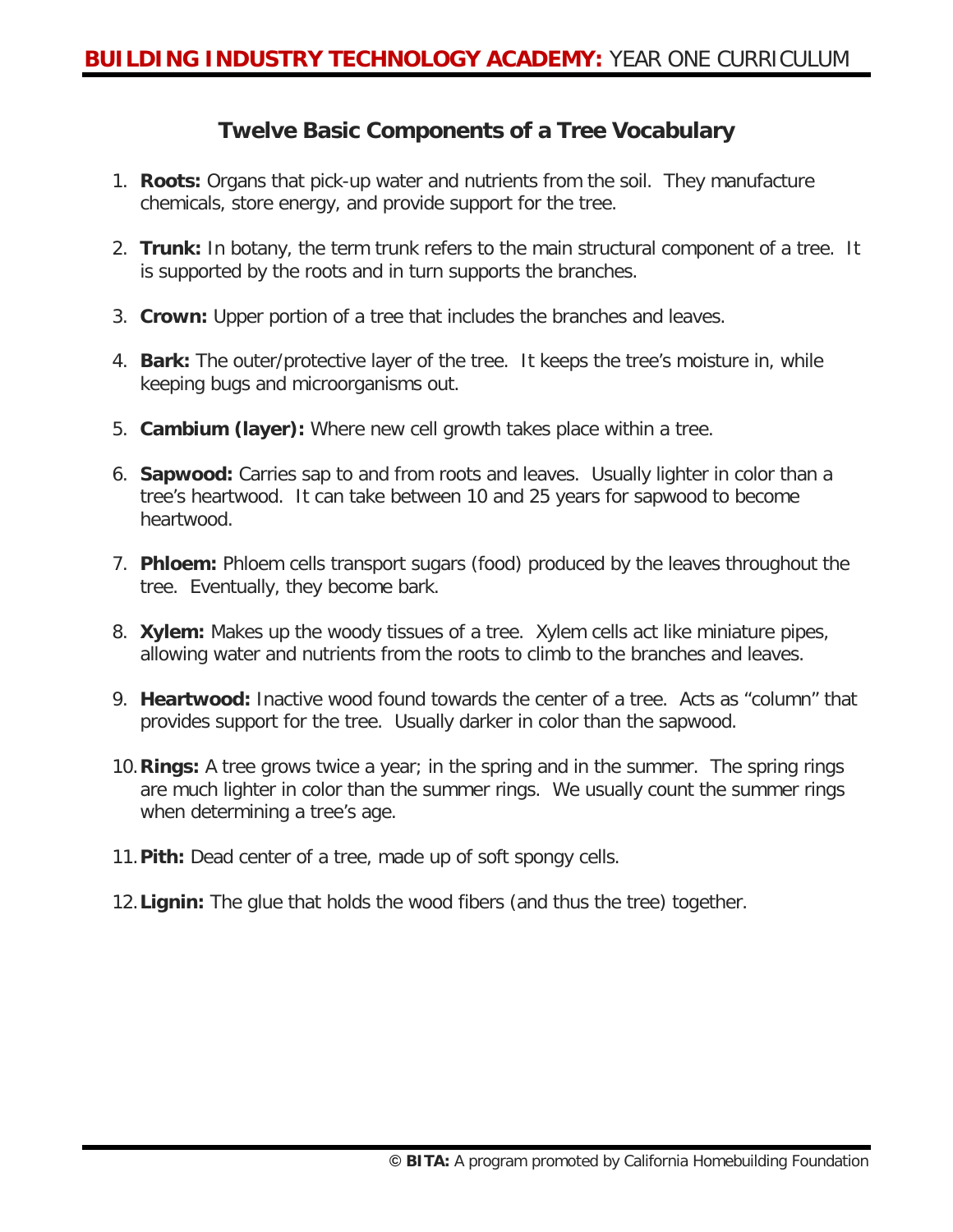## Twelve Basic Components of a Tree Vocabulary

1. **Roots:** Organs that pick-up water and nutrients from the soil. They manufacture chemicals, store energy, and provide support for the tree.

2. **Trunk:** In botany, the term trunk refers to the main structural component of a tree. It is supported by the roots and in turn supports the branches.

3. **Crown:** Upper portion of a tree that includes the branches and leaves.

4. **Bark:** The outer/protective layer of the tree. It keeps the tree's moisture in, while keeping bugs and microorganisms out.

5. **Cambium (layer):** Where new cell growth takes place within a tree.

6. **Sapwood:** Carries sap to and from roots and leaves. Usually lighter in color than a tree's heartwood. It can take between 10 and 25 years for sapwood to become heartwood.

7. **Phloem:** Phloem cells transport sugars (food) produced by the leaves throughout the tree. Eventually, they become bark.

8. **Xylem:** Makes up the woody tissues of a tree. Xylem cells act like miniature pipes, allowing water and nutrients from the roots to climb to the branches and leaves.

9. **Heartwood:** Inactive wood found towards the center of a tree. Acts as "column" that provides support for the tree. Usually darker in color than the sapwood.

10. **Rings:** A tree grows twice a year; in the spring and in the summer. The spring rings are much lighter in color than the summer rings. We usually count the summer rings when determining a tree's age.

11. **Pith:** Dead center of a tree, made up of soft spongy cells.

12. **Lignin:** The glue that holds the wood fibers (and thus the tree) together.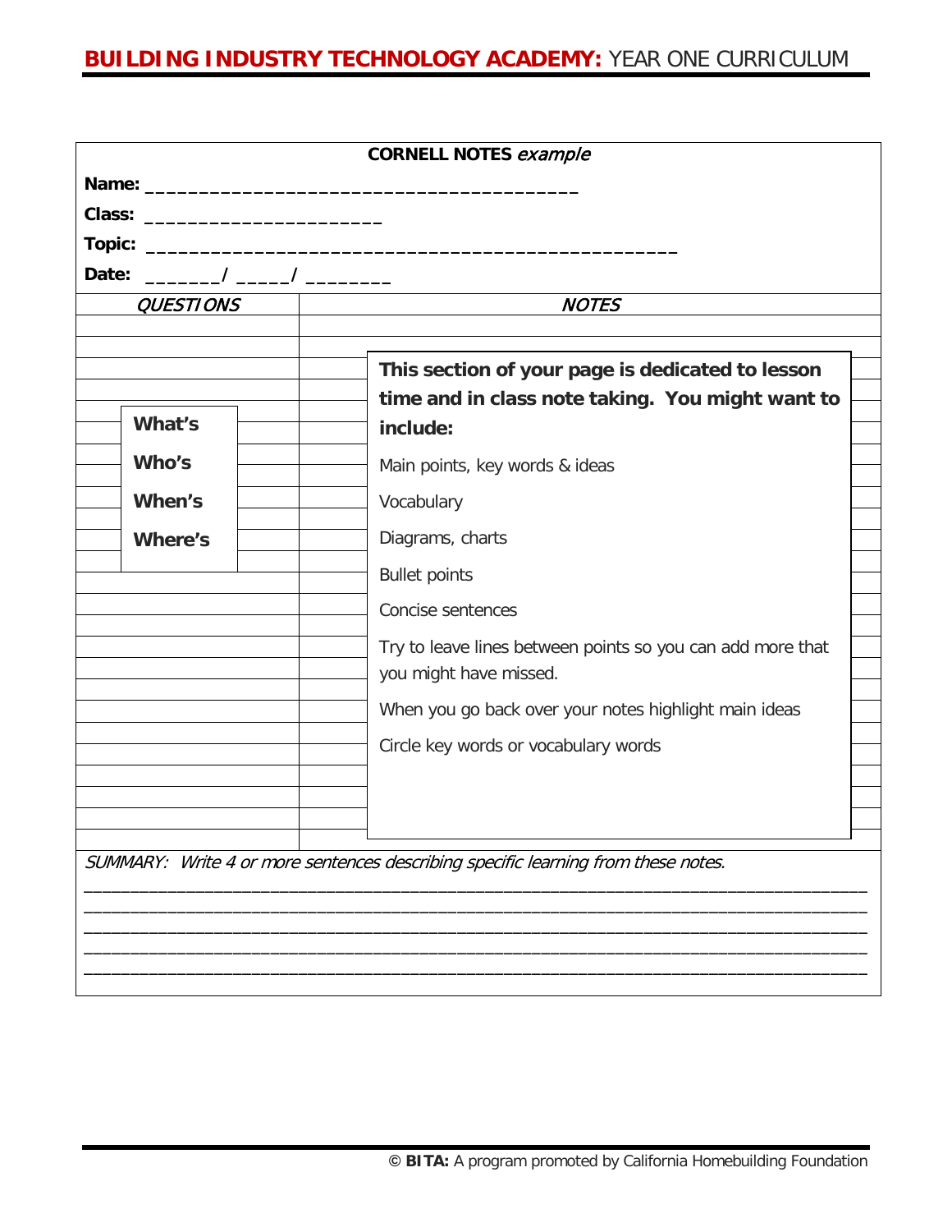**CORNELL NOTES** *example*

**Name:** ______________________________________

**Class:** _____________________

**Topic:** ______________________________________________

**Date:** _______/ _____/ ________

| *QUESTIONS* | *NOTES* |
|---|---|
| **What's**<br>**Who's**<br>**When's**<br>**Where's** | **This section of your page is dedicated to lesson time and in class note taking. You might want to include:**<br>Main points, key words & ideas<br>Vocabulary<br>Diagrams, charts<br>Bullet points<br>Concise sentences<br>Try to leave lines between points so you can add more that you might have missed.<br>When you go back over your notes highlight main ideas<br>Circle key words or vocabulary words |

*SUMMARY: Write 4 or more sentences describing specific learning from these notes.*

______________________________________________________________________________

______________________________________________________________________________

______________________________________________________________________________

______________________________________________________________________________

______________________________________________________________________________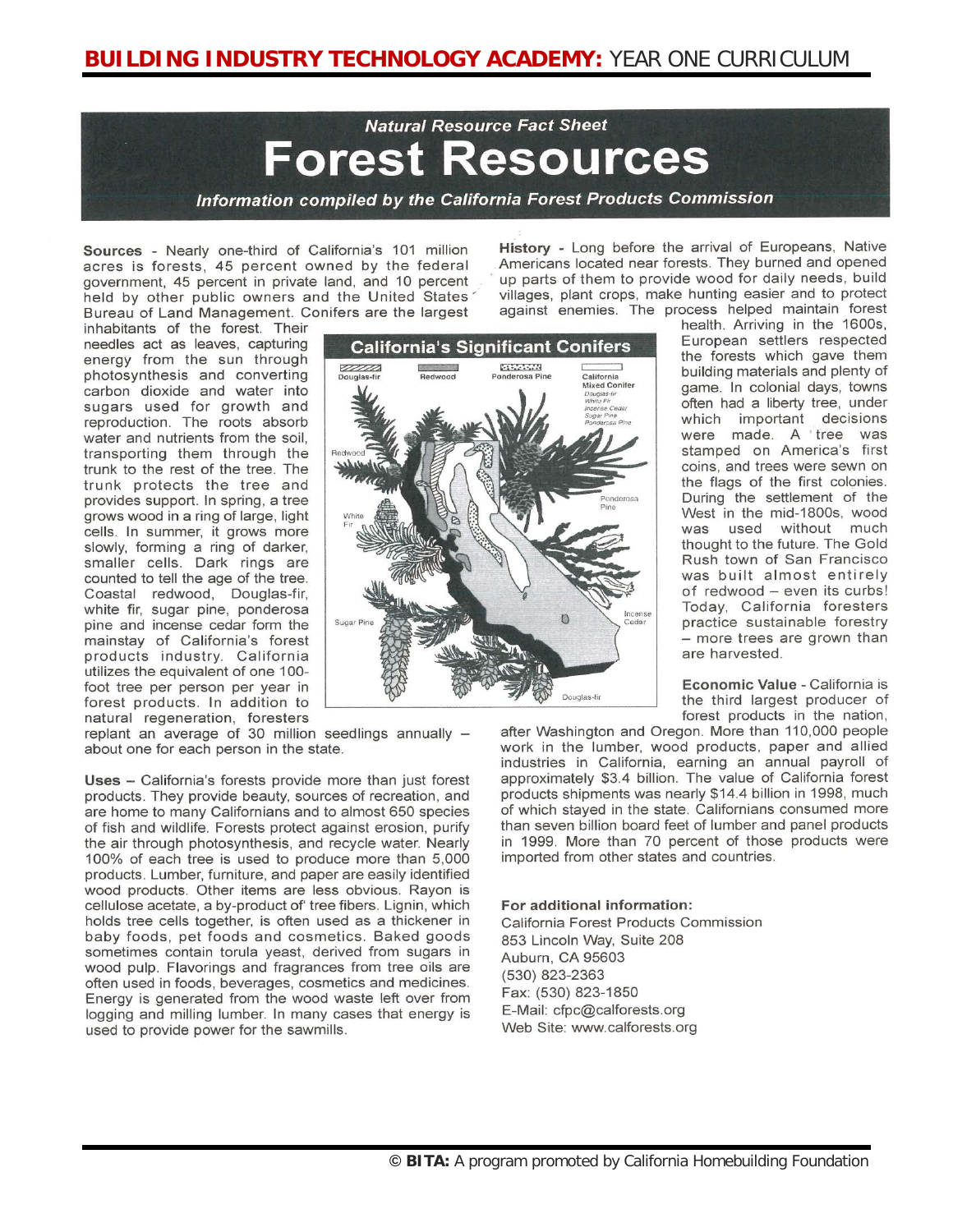# Natural Resource Fact Sheet

# Forest Resources

*Information compiled by the California Forest Products Commission*

**Sources** - Nearly one-third of California's 101 million acres is forests, 45 percent owned by the federal government, 45 percent in private land, and 10 percent held by other public owners and the United States Bureau of Land Management. Conifers are the largest inhabitants of the forest. Their needles act as leaves, capturing energy from the sun through photosynthesis and converting carbon dioxide and water into sugars used for growth and reproduction. The roots absorb water and nutrients from the soil, transporting them through the trunk to the rest of the tree. The trunk protects the tree and provides support. In spring, a tree grows wood in a ring of large, light cells. In summer, it grows more slowly, forming a ring of darker, smaller cells. Dark rings are counted to tell the age of the tree. Coastal redwood, Douglas-fir, white fir, sugar pine, ponderosa pine and incense cedar form the mainstay of California's forest products industry. California utilizes the equivalent of one 100-foot tree per person per year in forest products. In addition to natural regeneration, foresters replant an average of 30 million seedlings annually – about one for each person in the state.

**California's Significant Conifers**

Douglas-fir | Redwood | Ponderosa Pine | California Mixed Conifer (Douglas-fir, White Fir, Incense Cedar, Sugar Pine, Ponderosa Pine)

Redwood, White Fir, Sugar Pine, Ponderosa Pine, Incense Cedar, Douglas-fir

**Uses** – California's forests provide more than just forest products. They provide beauty, sources of recreation, and are home to many Californians and to almost 650 species of fish and wildlife. Forests protect against erosion, purify the air through photosynthesis, and recycle water. Nearly 100% of each tree is used to produce more than 5,000 products. Lumber, furniture, and paper are easily identified wood products. Other items are less obvious. Rayon is cellulose acetate, a by-product of tree fibers. Lignin, which holds tree cells together, is often used as a thickener in baby foods, pet foods and cosmetics. Baked goods sometimes contain torula yeast, derived from sugars in wood pulp. Flavorings and fragrances from tree oils are often used in foods, beverages, cosmetics and medicines. Energy is generated from the wood waste left over from logging and milling lumber. In many cases that energy is used to provide power for the sawmills.

**History** - Long before the arrival of Europeans, Native Americans located near forests. They burned and opened up parts of them to provide wood for daily needs, build villages, plant crops, make hunting easier and to protect against enemies. The process helped maintain forest health. Arriving in the 1600s, European settlers respected the forests which gave them building materials and plenty of game. In colonial days, towns often had a liberty tree, under which important decisions were made. A tree was stamped on America's first coins, and trees were sewn on the flags of the first colonies. During the settlement of the West in the mid-1800s, wood was used without much thought to the future. The Gold Rush town of San Francisco was built almost entirely of redwood – even its curbs! Today, California foresters practice sustainable forestry – more trees are grown than are harvested.

**Economic Value** - California is the third largest producer of forest products in the nation, after Washington and Oregon. More than 110,000 people work in the lumber, wood products, paper and allied industries in California, earning an annual payroll of approximately $3.4 billion. The value of California forest products shipments was nearly $14.4 billion in 1998, much of which stayed in the state. Californians consumed more than seven billion board feet of lumber and panel products in 1999. More than 70 percent of those products were imported from other states and countries.

**For additional information:**
California Forest Products Commission
853 Lincoln Way, Suite 208
Auburn, CA 95603
(530) 823-2363
Fax: (530) 823-1850
E-Mail: cfpc@calforests.org
Web Site: www.calforests.org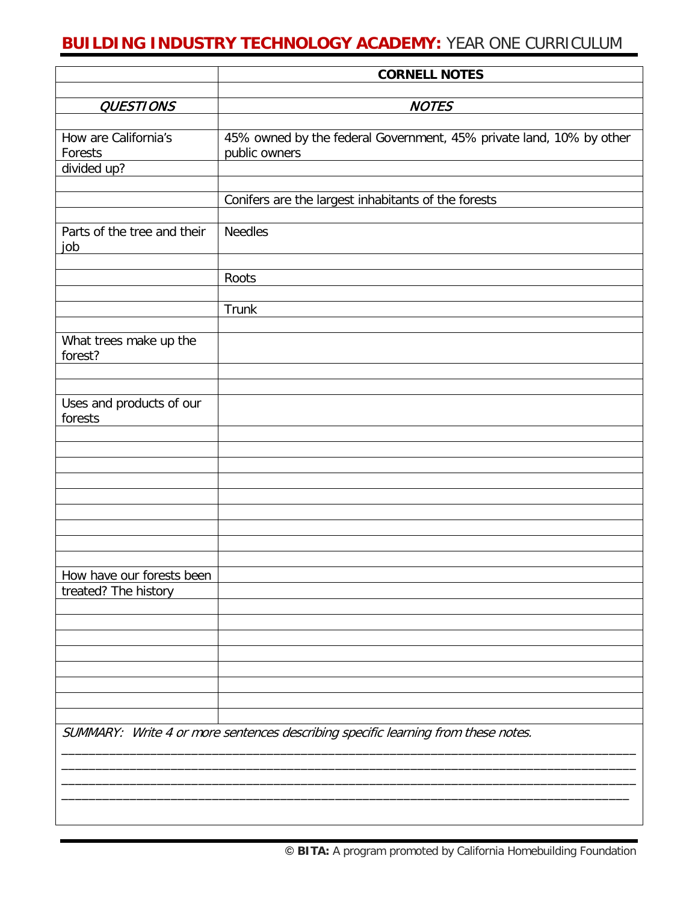| | **CORNELL NOTES** |
|---|---|
| | |
| ***QUESTIONS*** | ***NOTES*** |
| | |
| How are California's Forests | 45% owned by the federal Government, 45% private land, 10% by other public owners |
| divided up? | |
| | |
| | Conifers are the largest inhabitants of the forests |
| | |
| Parts of the tree and their job | Needles |
| | |
| | Roots |
| | |
| | Trunk |
| | |
| What trees make up the forest? | |
| | |
| | |
| Uses and products of our forests | |
| | |
| | |
| | |
| | |
| | |
| | |
| | |
| | |
| | |
| How have our forests been | |
| treated? The history | |
| | |
| | |
| | |
| | |
| | |
| | |
| | |
| | |

*SUMMARY: Write 4 or more sentences describing specific learning from these notes.*

\_\_\_\_\_\_\_\_\_\_\_\_\_\_\_\_\_\_\_\_\_\_\_\_\_\_\_\_\_\_\_\_\_\_\_\_\_\_\_\_\_\_\_\_\_\_\_\_\_\_\_\_\_\_\_\_\_\_\_\_\_\_\_\_\_\_\_\_\_\_\_\_\_\_\_\_

\_\_\_\_\_\_\_\_\_\_\_\_\_\_\_\_\_\_\_\_\_\_\_\_\_\_\_\_\_\_\_\_\_\_\_\_\_\_\_\_\_\_\_\_\_\_\_\_\_\_\_\_\_\_\_\_\_\_\_\_\_\_\_\_\_\_\_\_\_\_\_\_\_\_\_\_

\_\_\_\_\_\_\_\_\_\_\_\_\_\_\_\_\_\_\_\_\_\_\_\_\_\_\_\_\_\_\_\_\_\_\_\_\_\_\_\_\_\_\_\_\_\_\_\_\_\_\_\_\_\_\_\_\_\_\_\_\_\_\_\_\_\_\_\_\_\_\_\_\_\_\_\_

\_\_\_\_\_\_\_\_\_\_\_\_\_\_\_\_\_\_\_\_\_\_\_\_\_\_\_\_\_\_\_\_\_\_\_\_\_\_\_\_\_\_\_\_\_\_\_\_\_\_\_\_\_\_\_\_\_\_\_\_\_\_\_\_\_\_\_\_\_\_\_\_\_\_\_\_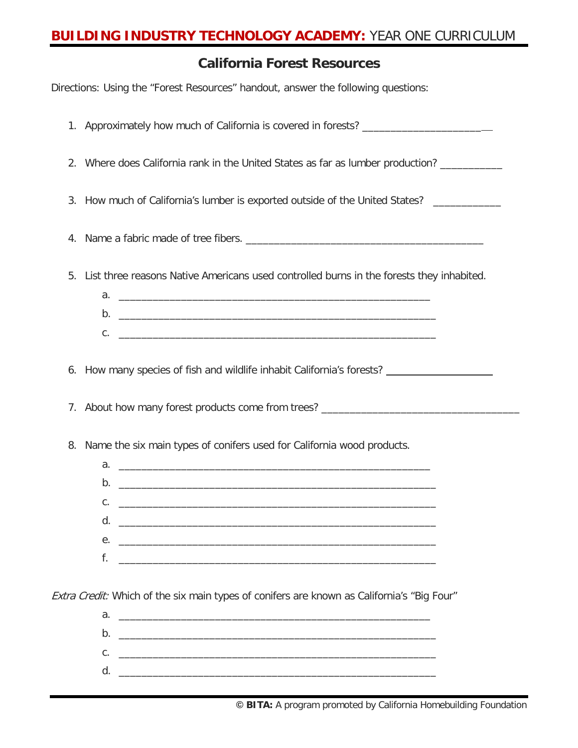# California Forest Resources

Directions: Using the "Forest Resources" handout, answer the following questions:

1. Approximately how much of California is covered in forests? ________________________

2. Where does California rank in the United States as far as lumber production? ___________

3. How much of California's lumber is exported outside of the United States? ____________

4. Name a fabric made of tree fibers. ____________________________________________

5. List three reasons Native Americans used controlled burns in the forests they inhabited.
   a. ________________________________________________________
   b. ________________________________________________________
   c. ________________________________________________________

6. How many species of fish and wildlife inhabit California's forests? ___________________

7. About how many forest products come from trees? ____________________________________

8. Name the six main types of conifers used for California wood products.
   a. ________________________________________________________
   b. ________________________________________________________
   c. ________________________________________________________
   d. ________________________________________________________
   e. ________________________________________________________
   f. ________________________________________________________

*Extra Credit:* Which of the six main types of conifers are known as California's "Big Four"

   a. ________________________________________________________
   b. ________________________________________________________
   c. ________________________________________________________
   d. ________________________________________________________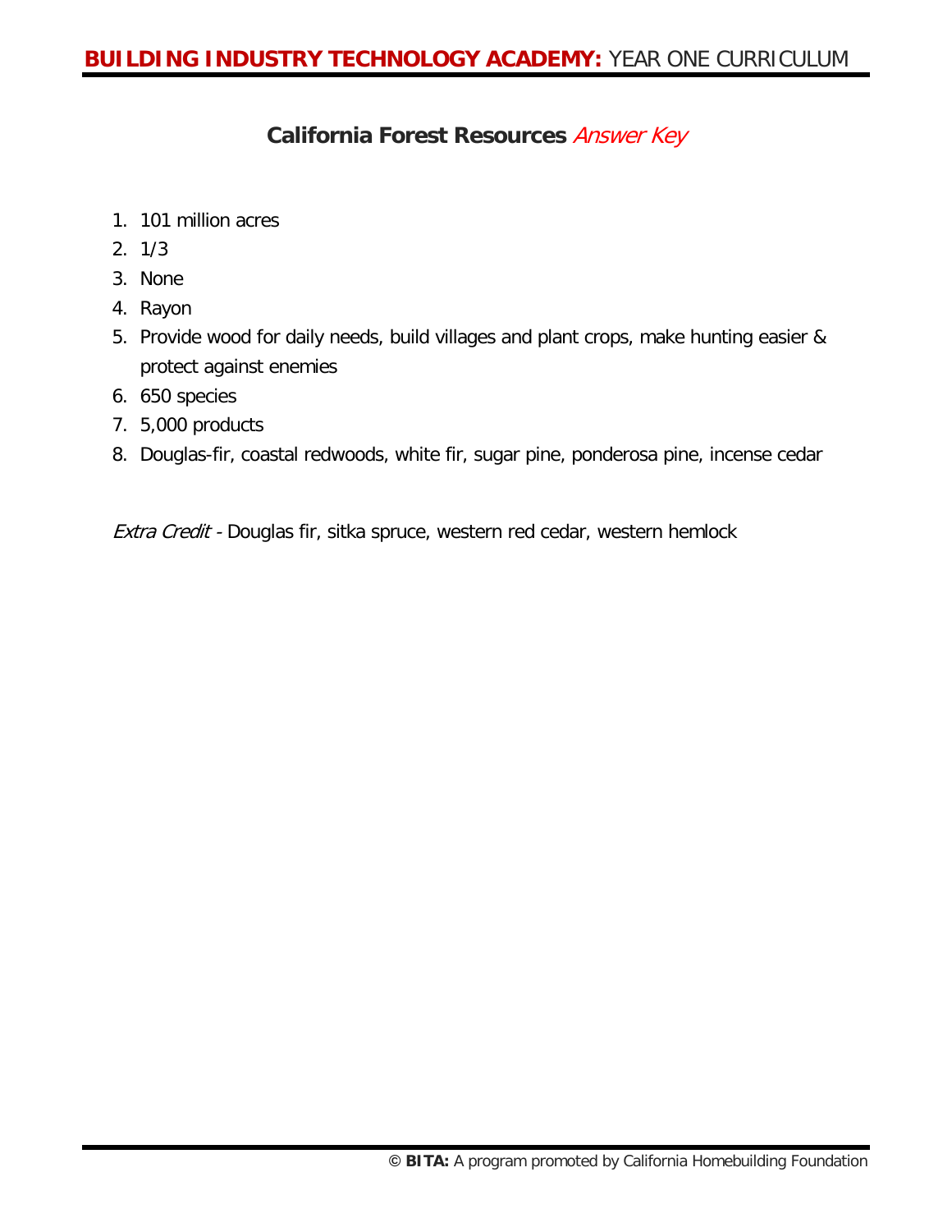## California Forest Resources *Answer Key*

1. 101 million acres
2. 1/3
3. None
4. Rayon
5. Provide wood for daily needs, build villages and plant crops, make hunting easier & protect against enemies
6. 650 species
7. 5,000 products
8. Douglas-fir, coastal redwoods, white fir, sugar pine, ponderosa pine, incense cedar

*Extra Credit* - Douglas fir, sitka spruce, western red cedar, western hemlock